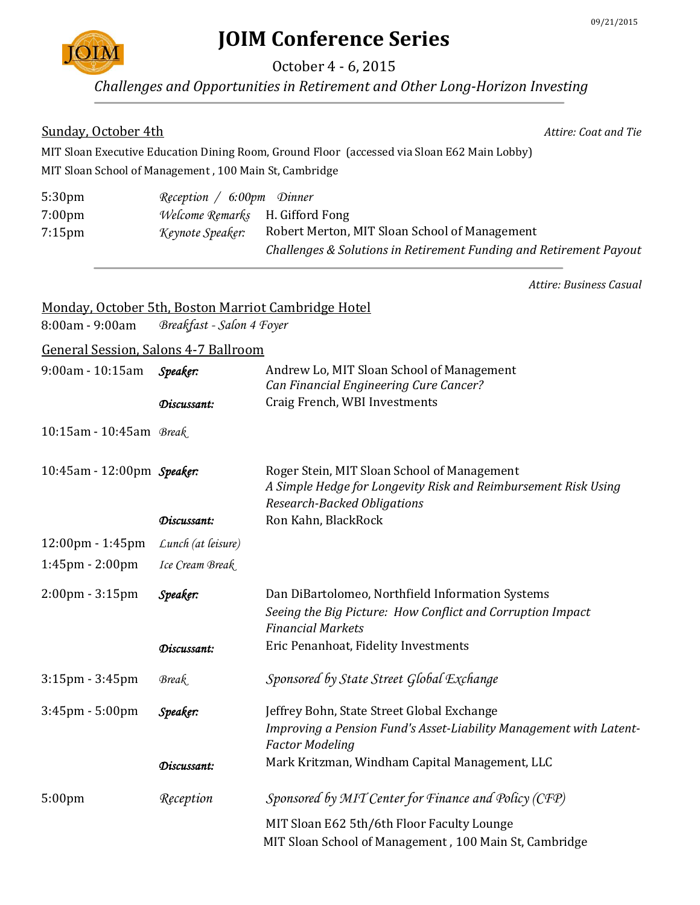09/21/2015

# JOIM Conference Series

October 4 - 6, 2015

*Challenges and Opportunities in Retirement and Other Long-Horizon Investing*

---

## Sunday, October 4th

*Attire: Coat and Tie*

MIT Sloan Executive Education Dining Room, Ground Floor (accessed via Sloan E62 Main Lobby)
MIT Sloan School of Management , 100 Main St, Cambridge

| | | |
|---|---|---|
| 5:30pm | *Reception / 6:00pm Dinner* | |
| 7:00pm | *Welcome Remarks* | H. Gifford Fong |
| 7:15pm | *Keynote Speaker:* | Robert Merton, MIT Sloan School of Management<br>*Challenges & Solutions in Retirement Funding and Retirement Payout* |

---

*Attire: Business Casual*

## Monday, October 5th, Boston Marriot Cambridge Hotel

| | | |
|---|---|---|
| 8:00am - 9:00am | *Breakfast - Salon 4 Foyer* | |

### General Session, Salons 4-7 Ballroom

| | | |
|---|---|---|
| 9:00am - 10:15am | ***Speaker:*** | Andrew Lo, MIT Sloan School of Management<br>*Can Financial Engineering Cure Cancer?* |
| | ***Discussant:*** | Craig French, WBI Investments |
| 10:15am - 10:45am | *Break* | |
| 10:45am - 12:00pm | ***Speaker:*** | Roger Stein, MIT Sloan School of Management<br>*A Simple Hedge for Longevity Risk and Reimbursement Risk Using Research-Backed Obligations* |
| | ***Discussant:*** | Ron Kahn, BlackRock |
| 12:00pm - 1:45pm | *Lunch (at leisure)* | |
| 1:45pm - 2:00pm | *Ice Cream Break* | |
| 2:00pm - 3:15pm | ***Speaker:*** | Dan DiBartolomeo, Northfield Information Systems<br>*Seeing the Big Picture: How Conflict and Corruption Impact Financial Markets* |
| | ***Discussant:*** | Eric Penanhoat, Fidelity Investments |
| 3:15pm - 3:45pm | *Break* | *Sponsored by State Street Global Exchange* |
| 3:45pm - 5:00pm | ***Speaker:*** | Jeffrey Bohn, State Street Global Exchange<br>*Improving a Pension Fund's Asset-Liability Management with Latent-Factor Modeling* |
| | ***Discussant:*** | Mark Kritzman, Windham Capital Management, LLC |
| 5:00pm | *Reception* | *Sponsored by MIT Center for Finance and Policy (CFP)*<br>MIT Sloan E62 5th/6th Floor Faculty Lounge<br>MIT Sloan School of Management , 100 Main St, Cambridge |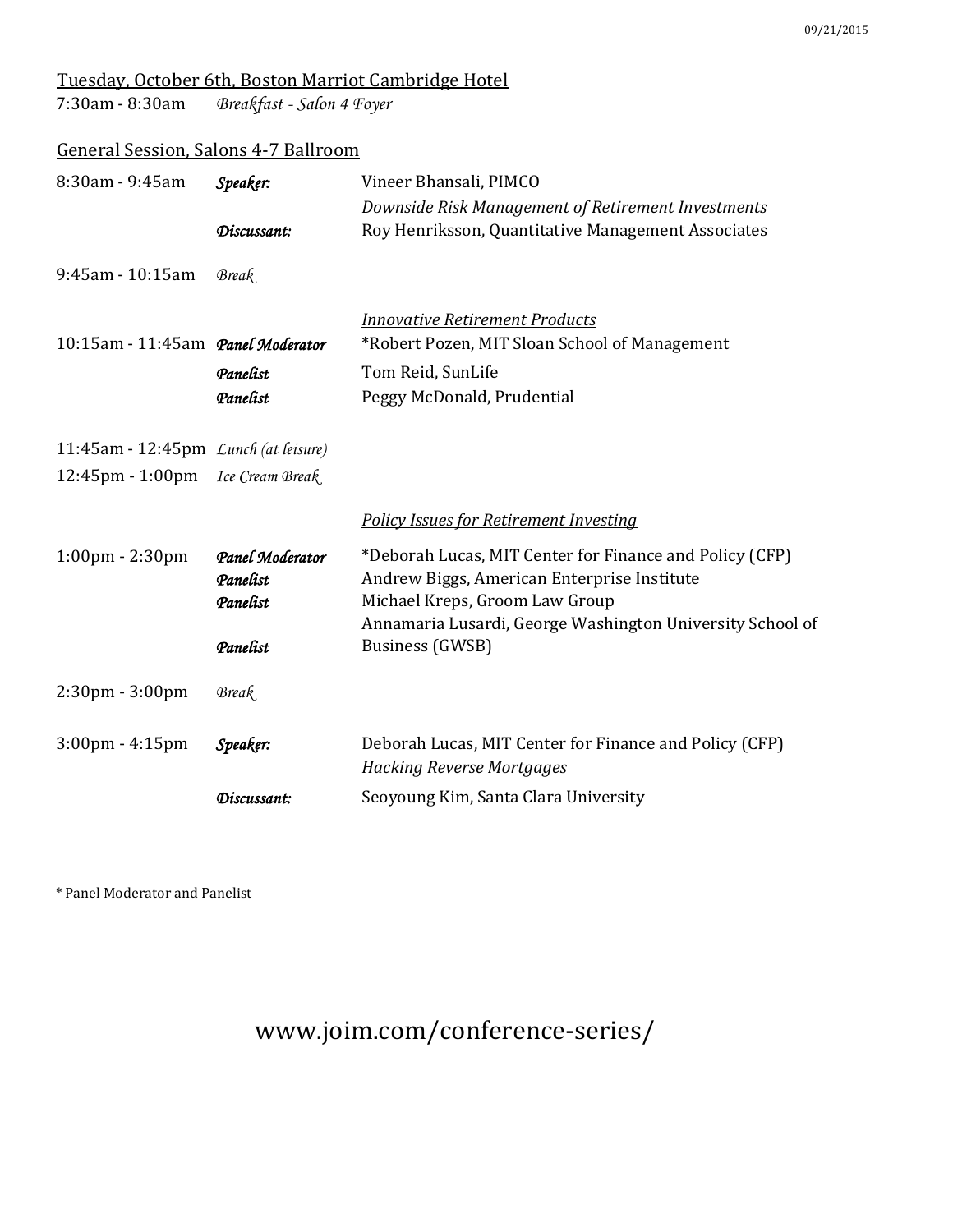Tuesday, October 6th, Boston Marriot Cambridge Hotel

7:30am - 8:30am *Breakfast - Salon 4 Foyer*

General Session, Salons 4-7 Ballroom

| | | |
|---|---|---|
| 8:30am - 9:45am | ***Speaker:*** | Vineer Bhansali, PIMCO<br>*Downside Risk Management of Retirement Investments* |
| | ***Discussant:*** | Roy Henriksson, Quantitative Management Associates |
| 9:45am - 10:15am | *Break* | |
| | | *Innovative Retirement Products* |
| 10:15am - 11:45am | ***Panel Moderator*** | *Robert Pozen, MIT Sloan School of Management |
| | ***Panelist*** | Tom Reid, SunLife |
| | ***Panelist*** | Peggy McDonald, Prudential |
| 11:45am - 12:45pm | *Lunch (at leisure)* | |
| 12:45pm - 1:00pm | *Ice Cream Break* | |
| | | *Policy Issues for Retirement Investing* |
| 1:00pm - 2:30pm | ***Panel Moderator*** | *Deborah Lucas, MIT Center for Finance and Policy (CFP) |
| | ***Panelist*** | Andrew Biggs, American Enterprise Institute |
| | ***Panelist*** | Michael Kreps, Groom Law Group |
| | ***Panelist*** | Annamaria Lusardi, George Washington University School of Business (GWSB) |
| 2:30pm - 3:00pm | *Break* | |
| 3:00pm - 4:15pm | ***Speaker:*** | Deborah Lucas, MIT Center for Finance and Policy (CFP)<br>*Hacking Reverse Mortgages* |
| | ***Discussant:*** | Seoyoung Kim, Santa Clara University |

\* Panel Moderator and Panelist

www.joim.com/conference-series/